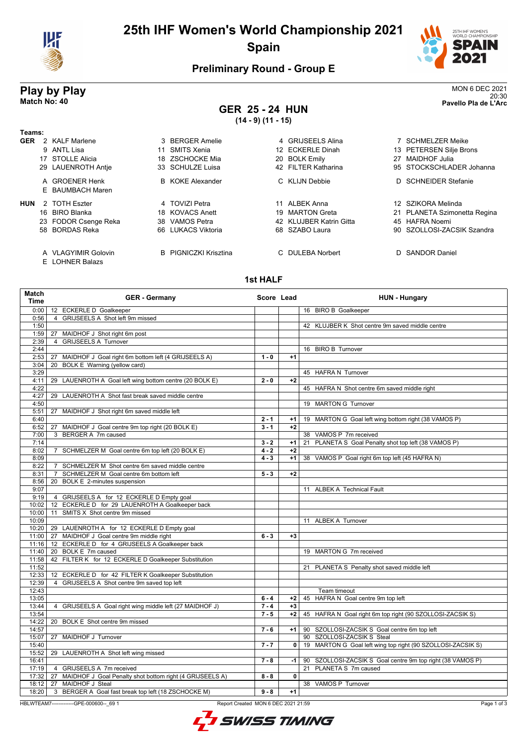# 25th IHF Women's World Championship 2021

## Spain

### Preliminary Round - Group E

## Play by Play

**Match No: 40**

MON 6 DEC 2021
20:30
**Pavello Pla de L'Arc**

### GER 25 - 24 HUN
**(14 - 9) (11 - 15)**

**Teams:**

**GER**
- 2 KALF Marlene
- 3 BERGER Amelie
- 4 GRIJSEELS Alina
- 7 SCHMELZER Meike
- 9 ANTL Lisa
- 11 SMITS Xenia
- 12 ECKERLE Dinah
- 13 PETERSEN Silje Brons
- 17 STOLLE Alicia
- 18 ZSCHOCKE Mia
- 20 BOLK Emily
- 27 MAIDHOF Julia
- 29 LAUENROTH Antje
- 33 SCHULZE Luisa
- 42 FILTER Katharina
- 95 STOCKSCHLADER Johanna

- A GROENER Henk
- B KOKE Alexander
- C KLIJN Debbie
- D SCHNEIDER Stefanie
- E BAUMBACH Maren

**HUN**
- 2 TOTH Eszter
- 4 TOVIZI Petra
- 11 ALBEK Anna
- 12 SZIKORA Melinda
- 16 BIRO Blanka
- 18 KOVACS Anett
- 19 MARTON Greta
- 21 PLANETA Szimonetta Regina
- 23 FODOR Csenge Reka
- 38 VAMOS Petra
- 42 KLUJBER Katrin Gitta
- 45 HAFRA Noemi
- 58 BORDAS Reka
- 66 LUKACS Viktoria
- 68 SZABO Laura
- 90 SZOLLOSI-ZACSIK Szandra

- A VLAGYIMIR Golovin
- B PIGNICZKI Krisztina
- C DULEBA Norbert
- D SANDOR Daniel
- E LOHNER Balazs

### 1st HALF

| Match Time | GER - Germany | Score | Lead | HUN - Hungary |
|---|---|---|---|---|
| 0:00 | 12 ECKERLE D Goalkeeper | | | 16 BIRO B Goalkeeper |
| 0:56 | 4 GRIJSEELS A Shot left 9m missed | | | |
| 1:50 | | | | 42 KLUJBER K Shot centre 9m saved middle centre |
| 1:59 | 27 MAIDHOF J Shot right 6m post | | | |
| 2:39 | 4 GRIJSEELS A Turnover | | | |
| 2:44 | | | | 16 BIRO B Turnover |
| 2:53 | 27 MAIDHOF J Goal right 6m bottom left (4 GRIJSEELS A) | 1 - 0 | +1 | |
| 3:04 | 20 BOLK E Warning (yellow card) | | | |
| 3:29 | | | | 45 HAFRA N Turnover |
| 4:11 | 29 LAUENROTH A Goal left wing bottom centre (20 BOLK E) | 2 - 0 | +2 | |
| 4:22 | | | | 45 HAFRA N Shot centre 6m saved middle right |
| 4:27 | 29 LAUENROTH A Shot fast break saved middle centre | | | |
| 4:50 | | | | 19 MARTON G Turnover |
| 5:51 | 27 MAIDHOF J Shot right 6m saved middle left | | | |
| 6:40 | | 2 - 1 | +1 | 19 MARTON G Goal left wing bottom right (38 VAMOS P) |
| 6:52 | 27 MAIDHOF J Goal centre 9m top right (20 BOLK E) | 3 - 1 | +2 | |
| 7:00 | 3 BERGER A 7m caused | | | 38 VAMOS P 7m received |
| 7:14 | | 3 - 2 | +1 | 21 PLANETA S Goal Penalty shot top left (38 VAMOS P) |
| 8:02 | 7 SCHMELZER M Goal centre 6m top left (20 BOLK E) | 4 - 2 | +2 | |
| 8:09 | | 4 - 3 | +1 | 38 VAMOS P Goal right 6m top left (45 HAFRA N) |
| 8:22 | 7 SCHMELZER M Shot centre 6m saved middle centre | | | |
| 8:31 | 7 SCHMELZER M Goal centre 6m bottom left | 5 - 3 | +2 | |
| 8:56 | 20 BOLK E 2-minutes suspension | | | |
| 9:07 | | | | 11 ALBEK A Technical Fault |
| 9:19 | 4 GRIJSEELS A for 12 ECKERLE D Empty goal | | | |
| 10:02 | 12 ECKERLE D for 29 LAUENROTH A Goalkeeper back | | | |
| 10:00 | 11 SMITS X Shot centre 9m missed | | | |
| 10:09 | | | | 11 ALBEK A Turnover |
| 10:20 | 29 LAUENROTH A for 12 ECKERLE D Empty goal | | | |
| 11:00 | 27 MAIDHOF J Goal centre 9m middle right | 6 - 3 | +3 | |
| 11:16 | 12 ECKERLE D for 4 GRIJSEELS A Goalkeeper back | | | |
| 11:40 | 20 BOLK E 7m caused | | | 19 MARTON G 7m received |
| 11:58 | 42 FILTER K for 12 ECKERLE D Goalkeeper Substitution | | | |
| 11:52 | | | | 21 PLANETA S Penalty shot saved middle left |
| 12:33 | 12 ECKERLE D for 42 FILTER K Goalkeeper Substitution | | | |
| 12:39 | 4 GRIJSEELS A Shot centre 9m saved top left | | | |
| 12:43 | | | | Team timeout |
| 13:05 | | 6 - 4 | +2 | 45 HAFRA N Goal centre 9m top left |
| 13:44 | 4 GRIJSEELS A Goal right wing middle left (27 MAIDHOF J) | 7 - 4 | +3 | |
| 13:54 | | 7 - 5 | +2 | 45 HAFRA N Goal right 6m top right (90 SZOLLOSI-ZACSIK S) |
| 14:22 | 20 BOLK E Shot centre 9m missed | | | |
| 14:57 | | 7 - 6 | +1 | 90 SZOLLOSI-ZACSIK S Goal centre 6m top left |
| 15:07 | 27 MAIDHOF J Turnover | | | 90 SZOLLOSI-ZACSIK S Steal |
| 15:40 | | 7 - 7 | 0 | 19 MARTON G Goal left wing top right (90 SZOLLOSI-ZACSIK S) |
| 15:52 | 29 LAUENROTH A Shot left wing missed | | | |
| 16:41 | | 7 - 8 | -1 | 90 SZOLLOSI-ZACSIK S Goal centre 9m top right (38 VAMOS P) |
| 17:19 | 4 GRIJSEELS A 7m received | | | 21 PLANETA S 7m caused |
| 17:32 | 27 MAIDHOF J Goal Penalty shot bottom right (4 GRIJSEELS A) | 8 - 8 | 0 | |
| 18:12 | 27 MAIDHOF J Steal | | | 38 VAMOS P Turnover |
| 18:20 | 3 BERGER A Goal fast break top left (18 ZSCHOCKE M) | 9 - 8 | +1 | |

HBLWTEAM7--------------GPE-000600--_69 1 Report Created MON 6 DEC 2021 21:59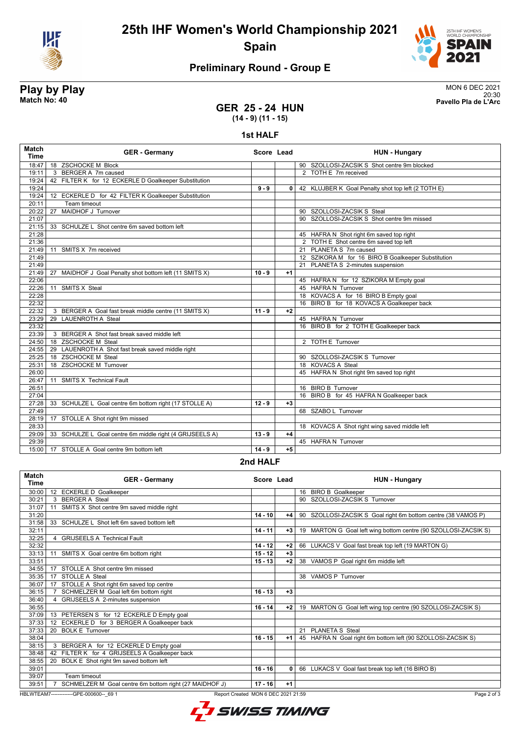# 25th IHF Women's World Championship 2021

## Spain

### Preliminary Round - Group E

**Play by Play**
**Match No: 40**

MON 6 DEC 2021
20:30
**Pavello Pla de L'Arc**

## GER 25 - 24 HUN
**(14 - 9) (11 - 15)**

### 1st HALF

| Match Time | GER - Germany | Score | Lead | HUN - Hungary |
|---|---|---|---|---|
| 18:47 | 18 ZSCHOCKE M Block | | | 90 SZOLLOSI-ZACSIK S Shot centre 9m blocked |
| 19:11 | 3 BERGER A 7m caused | | | 2 TOTH E 7m received |
| 19:24 | 42 FILTER K for 12 ECKERLE D Goalkeeper Substitution | | | |
| 19:24 | | 9 - 9 | 0 | 42 KLUJBER K Goal Penalty shot top left (2 TOTH E) |
| 19:24 | 12 ECKERLE D for 42 FILTER K Goalkeeper Substitution | | | |
| 20:11 | Team timeout | | | |
| 20:22 | 27 MAIDHOF J Turnover | | | 90 SZOLLOSI-ZACSIK S Steal |
| 21:07 | | | | 90 SZOLLOSI-ZACSIK S Shot centre 9m missed |
| 21:15 | 33 SCHULZE L Shot centre 6m saved bottom left | | | |
| 21:28 | | | | 45 HAFRA N Shot right 6m saved top right |
| 21:36 | | | | 2 TOTH E Shot centre 6m saved top left |
| 21:49 | 11 SMITS X 7m received | | | 21 PLANETA S 7m caused |
| 21:49 | | | | 12 SZIKORA M for 16 BIRO B Goalkeeper Substitution |
| 21:49 | | | | 21 PLANETA S 2-minutes suspension |
| 21:49 | 27 MAIDHOF J Goal Penalty shot bottom left (11 SMITS X) | 10 - 9 | +1 | |
| 22:06 | | | | 45 HAFRA N for 12 SZIKORA M Empty goal |
| 22:26 | 11 SMITS X Steal | | | 45 HAFRA N Turnover |
| 22:28 | | | | 18 KOVACS A for 16 BIRO B Empty goal |
| 22:32 | | | | 16 BIRO B for 18 KOVACS A Goalkeeper back |
| 22:32 | 3 BERGER A Goal fast break middle centre (11 SMITS X) | 11 - 9 | +2 | |
| 23:29 | 29 LAUENROTH A Steal | | | 45 HAFRA N Turnover |
| 23:32 | | | | 16 BIRO B for 2 TOTH E Goalkeeper back |
| 23:39 | 3 BERGER A Shot fast break saved middle left | | | |
| 24:50 | 18 ZSCHOCKE M Steal | | | 2 TOTH E Turnover |
| 24:55 | 29 LAUENROTH A Shot fast break saved middle right | | | |
| 25:25 | 18 ZSCHOCKE M Steal | | | 90 SZOLLOSI-ZACSIK S Turnover |
| 25:31 | 18 ZSCHOCKE M Turnover | | | 18 KOVACS A Steal |
| 26:00 | | | | 45 HAFRA N Shot right 9m saved top right |
| 26:47 | 11 SMITS X Technical Fault | | | |
| 26:51 | | | | 16 BIRO B Turnover |
| 27:04 | | | | 16 BIRO B for 45 HAFRA N Goalkeeper back |
| 27:28 | 33 SCHULZE L Goal centre 6m bottom right (17 STOLLE A) | 12 - 9 | +3 | |
| 27:49 | | | | 68 SZABO L Turnover |
| 28:19 | 17 STOLLE A Shot right 9m missed | | | |
| 28:33 | | | | 18 KOVACS A Shot right wing saved middle left |
| 29:09 | 33 SCHULZE L Goal centre 6m middle right (4 GRIJSEELS A) | 13 - 9 | +4 | |
| 29:39 | | | | 45 HAFRA N Turnover |
| 15:00 | 17 STOLLE A Goal centre 9m bottom left | 14 - 9 | +5 | |

### 2nd HALF

| Match Time | GER - Germany | Score | Lead | HUN - Hungary |
|---|---|---|---|---|
| 30:00 | 12 ECKERLE D Goalkeeper | | | 16 BIRO B Goalkeeper |
| 30:21 | 3 BERGER A Steal | | | 90 SZOLLOSI-ZACSIK S Turnover |
| 31:07 | 11 SMITS X Shot centre 9m saved middle right | | | |
| 31:20 | | 14 - 10 | +4 | 90 SZOLLOSI-ZACSIK S Goal right 6m bottom centre (38 VAMOS P) |
| 31:58 | 33 SCHULZE L Shot left 6m saved bottom left | | | |
| 32:11 | | 14 - 11 | +3 | 19 MARTON G Goal left wing bottom centre (90 SZOLLOSI-ZACSIK S) |
| 32:25 | 4 GRIJSEELS A Technical Fault | | | |
| 32:32 | | 14 - 12 | +2 | 66 LUKACS V Goal fast break top left (19 MARTON G) |
| 33:13 | 11 SMITS X Goal centre 6m bottom right | 15 - 12 | +3 | |
| 33:51 | | 15 - 13 | +2 | 38 VAMOS P Goal right 6m middle left |
| 34:55 | 17 STOLLE A Shot centre 9m missed | | | |
| 35:35 | 17 STOLLE A Steal | | | 38 VAMOS P Turnover |
| 36:07 | 17 STOLLE A Shot right 6m saved top centre | | | |
| 36:15 | 7 SCHMELZER M Goal left 6m bottom right | 16 - 13 | +3 | |
| 36:40 | 4 GRIJSEELS A 2-minutes suspension | | | |
| 36:55 | | 16 - 14 | +2 | 19 MARTON G Goal left wing top centre (90 SZOLLOSI-ZACSIK S) |
| 37:09 | 13 PETERSEN S for 12 ECKERLE D Empty goal | | | |
| 37:33 | 12 ECKERLE D for 3 BERGER A Goalkeeper back | | | |
| 37:33 | 20 BOLK E Turnover | | | 21 PLANETA S Steal |
| 38:04 | | 16 - 15 | +1 | 45 HAFRA N Goal right 6m bottom left (90 SZOLLOSI-ZACSIK S) |
| 38:15 | 3 BERGER A for 12 ECKERLE D Empty goal | | | |
| 38:48 | 42 FILTER K for 4 GRIJSEELS A Goalkeeper back | | | |
| 38:55 | 20 BOLK E Shot right 9m saved bottom left | | | |
| 39:01 | | 16 - 16 | 0 | 66 LUKACS V Goal fast break top left (16 BIRO B) |
| 39:07 | Team timeout | | | |
| 39:51 | 7 SCHMELZER M Goal centre 6m bottom right (27 MAIDHOF J) | 17 - 16 | +1 | |

HBLWTEAM7-------------GPE-000600--_69 1 Report Created MON 6 DEC 2021 21:59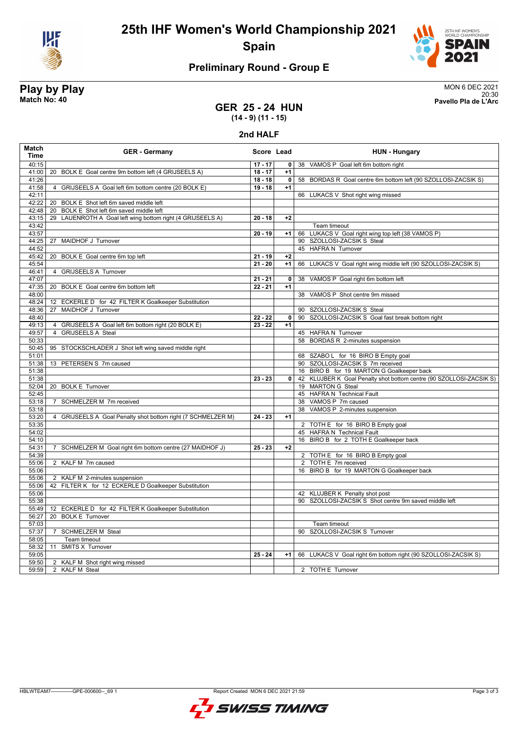# 25th IHF Women's World Championship 2021
## Spain

### Preliminary Round - Group E

**Play by Play**
**Match No: 40**

MON 6 DEC 2021
20:30
**Pavello Pla de L'Arc**

## GER 25 - 24 HUN
**(14 - 9) (11 - 15)**

### 2nd HALF

| Match Time | GER - Germany | Score | Lead | HUN - Hungary |
|---|---|---|---|---|
| 40:15 | | 17 - 17 | 0 | 38 VAMOS P Goal left 6m bottom right |
| 41:00 | 20 BOLK E Goal centre 9m bottom left (4 GRIJSEELS A) | 18 - 17 | +1 | |
| 41:26 | | 18 - 18 | 0 | 58 BORDAS R Goal centre 6m bottom left (90 SZOLLOSI-ZACSIK S) |
| 41:58 | 4 GRIJSEELS A Goal left 6m bottom centre (20 BOLK E) | 19 - 18 | +1 | |
| 42:11 | | | | 66 LUKACS V Shot right wing missed |
| 42:22 | 20 BOLK E Shot left 6m saved middle left | | | |
| 42:48 | 20 BOLK E Shot left 6m saved middle left | | | |
| 43:15 | 29 LAUENROTH A Goal left wing bottom right (4 GRIJSEELS A) | 20 - 18 | +2 | |
| 43:42 | | | | Team timeout |
| 43:57 | | 20 - 19 | +1 | 66 LUKACS V Goal right wing top left (38 VAMOS P) |
| 44:25 | 27 MAIDHOF J Turnover | | | 90 SZOLLOSI-ZACSIK S Steal |
| 44:52 | | | | 45 HAFRA N Turnover |
| 45:42 | 20 BOLK E Goal centre 6m top left | 21 - 19 | +2 | |
| 45:54 | | 21 - 20 | +1 | 66 LUKACS V Goal right wing middle left (90 SZOLLOSI-ZACSIK S) |
| 46:41 | 4 GRIJSEELS A Turnover | | | |
| 47:07 | | 21 - 21 | 0 | 38 VAMOS P Goal right 6m bottom left |
| 47:35 | 20 BOLK E Goal centre 6m bottom left | 22 - 21 | +1 | |
| 48:00 | | | | 38 VAMOS P Shot centre 9m missed |
| 48:24 | 12 ECKERLE D for 42 FILTER K Goalkeeper Substitution | | | |
| 48:36 | 27 MAIDHOF J Turnover | | | 90 SZOLLOSI-ZACSIK S Steal |
| 48:40 | | 22 - 22 | 0 | 90 SZOLLOSI-ZACSIK S Goal fast break bottom right |
| 49:13 | 4 GRIJSEELS A Goal left 6m bottom right (20 BOLK E) | 23 - 22 | +1 | |
| 49:57 | 4 GRIJSEELS A Steal | | | 45 HAFRA N Turnover |
| 50:33 | | | | 58 BORDAS R 2-minutes suspension |
| 50:45 | 95 STOCKSCHLADER J Shot left wing saved middle right | | | |
| 51:01 | | | | 68 SZABO L for 16 BIRO B Empty goal |
| 51:38 | 13 PETERSEN S 7m caused | | | 90 SZOLLOSI-ZACSIK S 7m received |
| 51:38 | | | | 16 BIRO B for 19 MARTON G Goalkeeper back |
| 51:38 | | 23 - 23 | 0 | 42 KLUJBER K Goal Penalty shot bottom centre (90 SZOLLOSI-ZACSIK S) |
| 52:04 | 20 BOLK E Turnover | | | 19 MARTON G Steal |
| 52:45 | | | | 45 HAFRA N Technical Fault |
| 53:18 | 7 SCHMELZER M 7m received | | | 38 VAMOS P 7m caused |
| 53:18 | | | | 38 VAMOS P 2-minutes suspension |
| 53:20 | 4 GRIJSEELS A Goal Penalty shot bottom right (7 SCHMELZER M) | 24 - 23 | +1 | |
| 53:35 | | | | 2 TOTH E for 16 BIRO B Empty goal |
| 54:02 | | | | 45 HAFRA N Technical Fault |
| 54:10 | | | | 16 BIRO B for 2 TOTH E Goalkeeper back |
| 54:31 | 7 SCHMELZER M Goal right 6m bottom centre (27 MAIDHOF J) | 25 - 23 | +2 | |
| 54:39 | | | | 2 TOTH E for 16 BIRO B Empty goal |
| 55:06 | 2 KALF M 7m caused | | | 2 TOTH E 7m received |
| 55:06 | | | | 16 BIRO B for 19 MARTON G Goalkeeper back |
| 55:06 | 2 KALF M 2-minutes suspension | | | |
| 55:06 | 42 FILTER K for 12 ECKERLE D Goalkeeper Substitution | | | |
| 55:06 | | | | 42 KLUJBER K Penalty shot post |
| 55:38 | | | | 90 SZOLLOSI-ZACSIK S Shot centre 9m saved middle left |
| 55:49 | 12 ECKERLE D for 42 FILTER K Goalkeeper Substitution | | | |
| 56:27 | 20 BOLK E Turnover | | | |
| 57:03 | | | | Team timeout |
| 57:37 | 7 SCHMELZER M Steal | | | 90 SZOLLOSI-ZACSIK S Turnover |
| 58:05 | Team timeout | | | |
| 58:32 | 11 SMITS X Turnover | | | |
| 59:05 | | 25 - 24 | +1 | 66 LUKACS V Goal right 6m bottom right (90 SZOLLOSI-ZACSIK S) |
| 59:50 | 2 KALF M Shot right wing missed | | | |
| 59:59 | 2 KALF M Steal | | | 2 TOTH E Turnover |

HBLWTEAM7-------------GPE-000600--_69 1 Report Created MON 6 DEC 2021 21:59